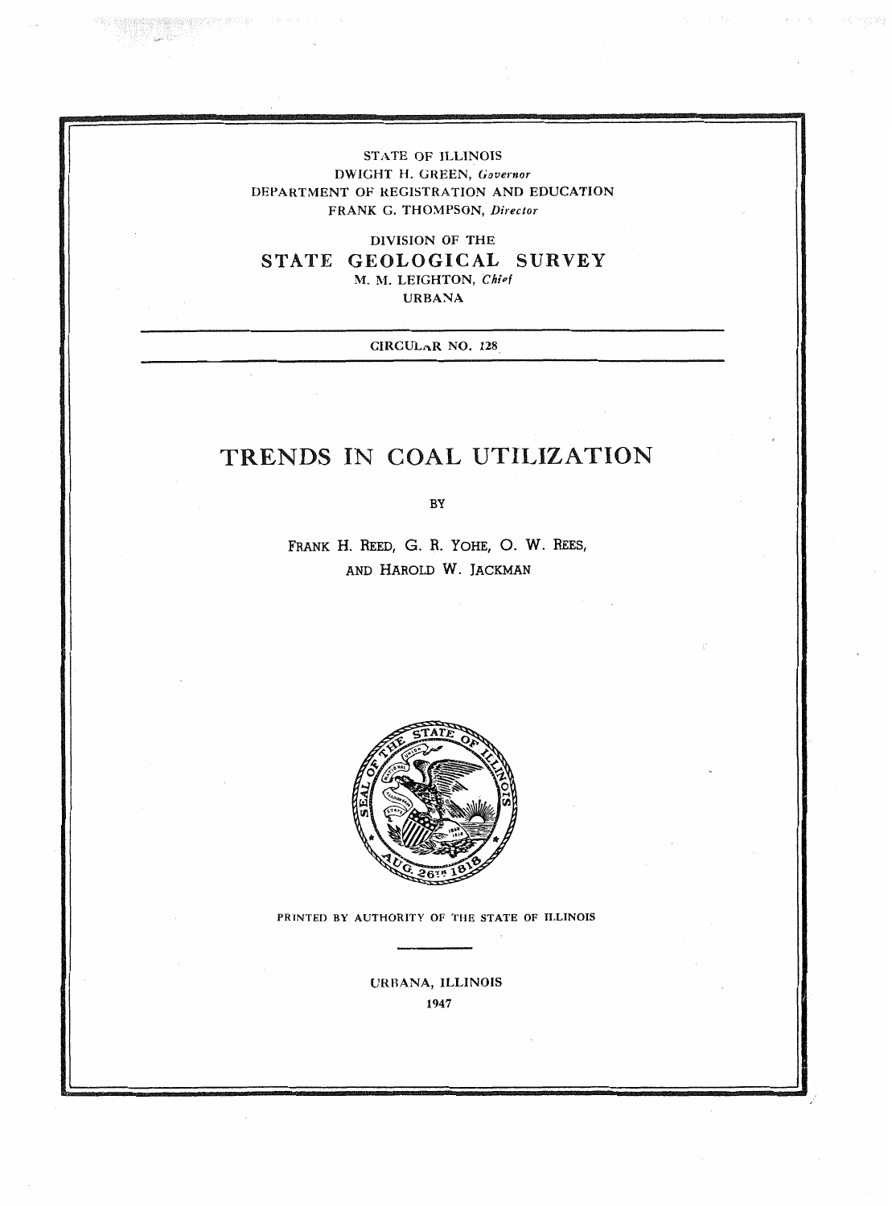STATE OF ILLINOIS
DWIGHT H. GREEN, *Governor*
DEPARTMENT OF REGISTRATION AND EDUCATION
FRANK G. THOMPSON, *Director*

DIVISION OF THE
**STATE GEOLOGICAL SURVEY**
M. M. LEIGHTON, *Chief*
URBANA

---

CIRCULAR NO. 128

---

# TRENDS IN COAL UTILIZATION

BY

FRANK H. REED, G. R. YOHE, O. W. REES,
AND HAROLD W. JACKMAN

PRINTED BY AUTHORITY OF THE STATE OF ILLINOIS

URBANA, ILLINOIS
1947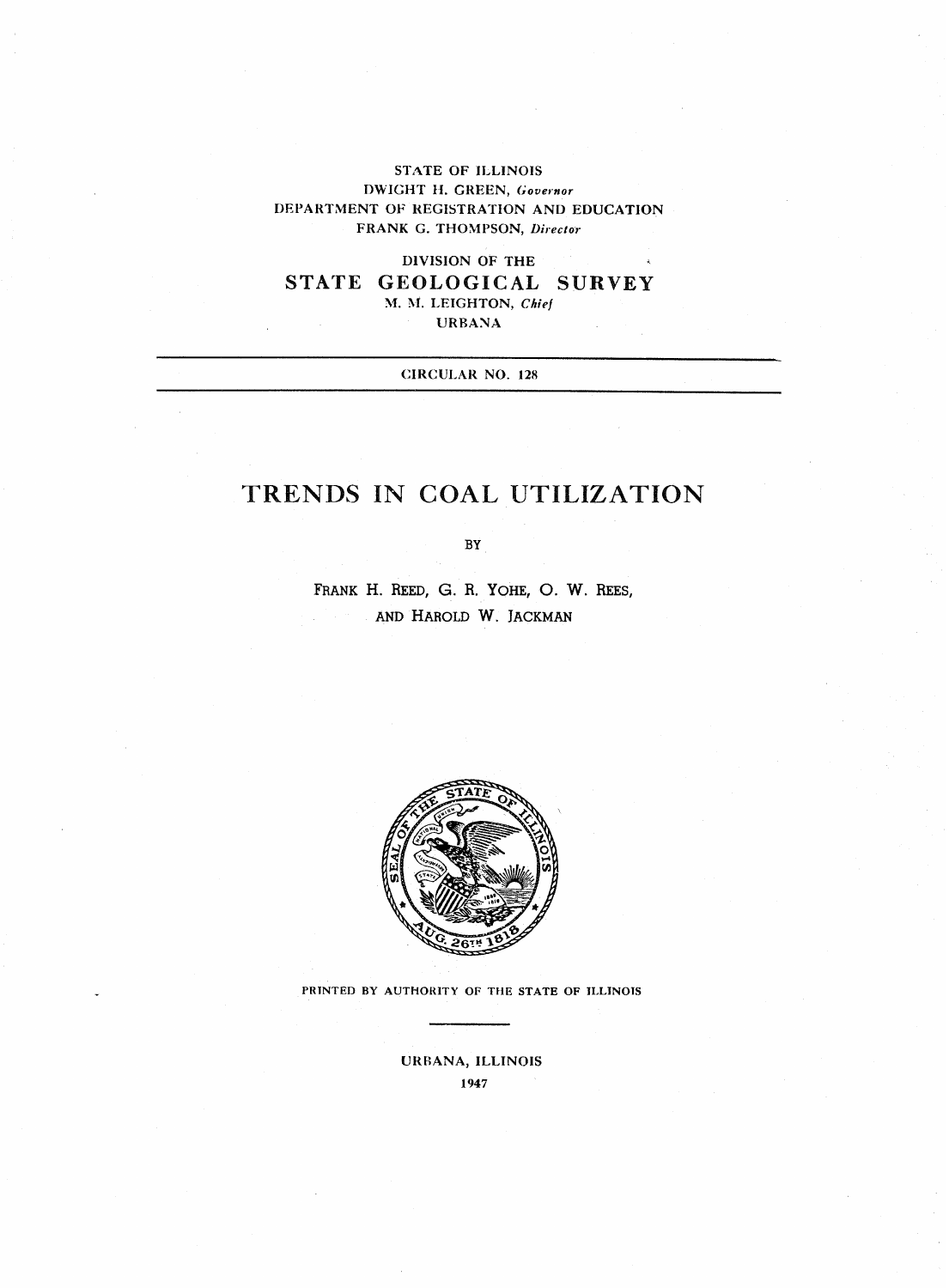STATE OF ILLINOIS
DWIGHT H. GREEN, *Governor*
DEPARTMENT OF REGISTRATION AND EDUCATION
FRANK G. THOMPSON, *Director*

DIVISION OF THE

# STATE GEOLOGICAL SURVEY

M. M. LEIGHTON, *Chief*
URBANA

CIRCULAR NO. 128

# TRENDS IN COAL UTILIZATION

BY

FRANK H. REED, G. R. YOHE, O. W. REES,
AND HAROLD W. JACKMAN

PRINTED BY AUTHORITY OF THE STATE OF ILLINOIS

URBANA, ILLINOIS
1947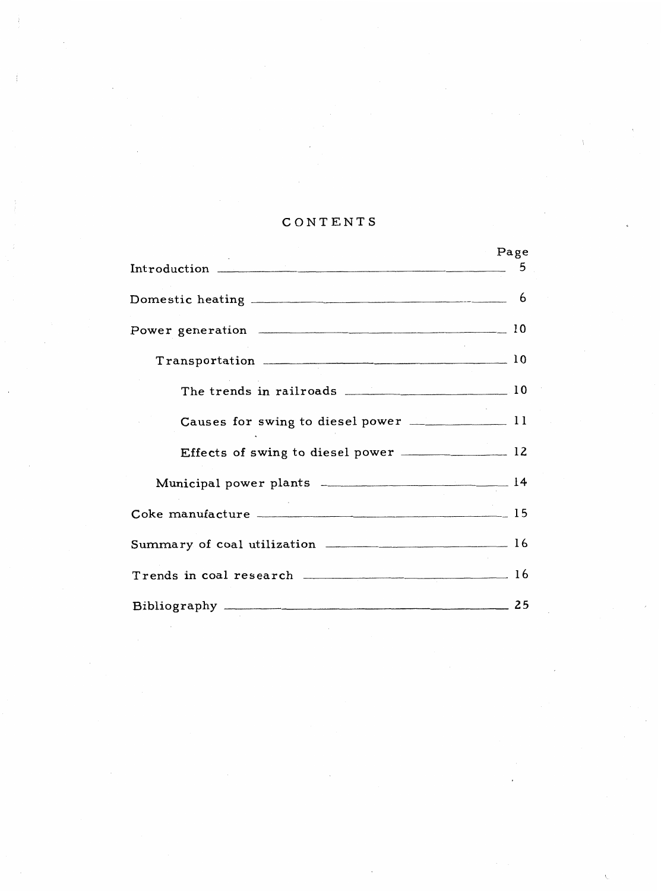# CONTENTS

| | Page |
|---|---|
| Introduction | 5 |
| Domestic heating | 6 |
| Power generation | 10 |
| Transportation | 10 |
| The trends in railroads | 10 |
| Causes for swing to diesel power | 11 |
| Effects of swing to diesel power | 12 |
| Municipal power plants | 14 |
| Coke manufacture | 15 |
| Summary of coal utilization | 16 |
| Trends in coal research | 16 |
| Bibliography | 25 |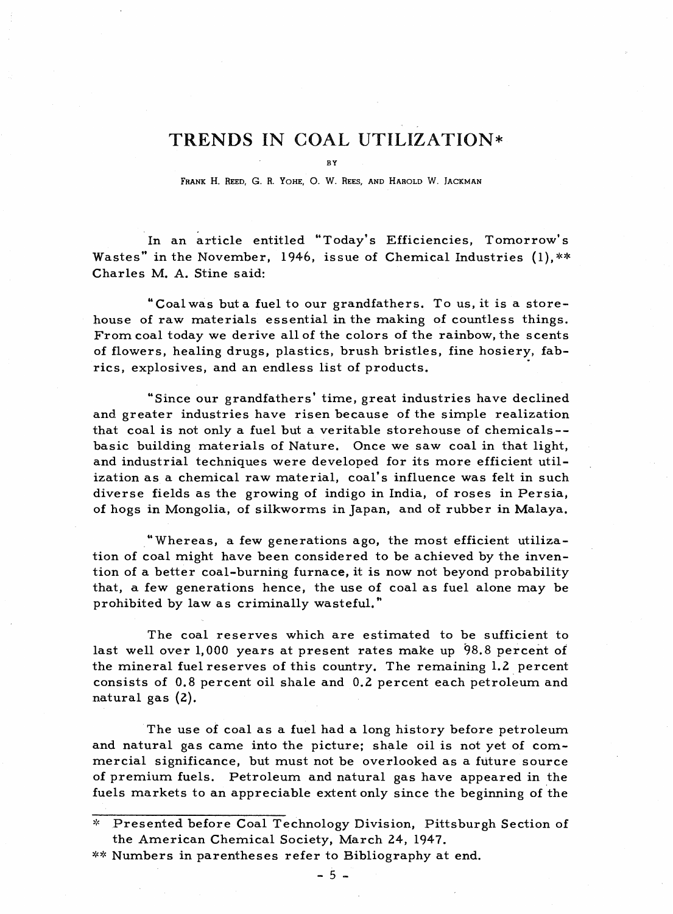# TRENDS IN COAL UTILIZATION*

BY

FRANK H. REED, G. R. YOHE, O. W. REES, AND HAROLD W. JACKMAN

In an article entitled "Today's Efficiencies, Tomorrow's Wastes" in the November, 1946, issue of Chemical Industries (1),** Charles M. A. Stine said:

"Coal was but a fuel to our grandfathers. To us, it is a storehouse of raw materials essential in the making of countless things. From coal today we derive all of the colors of the rainbow, the scents of flowers, healing drugs, plastics, brush bristles, fine hosiery, fabrics, explosives, and an endless list of products.

"Since our grandfathers' time, great industries have declined and greater industries have risen because of the simple realization that coal is not only a fuel but a veritable storehouse of chemicals--basic building materials of Nature. Once we saw coal in that light, and industrial techniques were developed for its more efficient utilization as a chemical raw material, coal's influence was felt in such diverse fields as the growing of indigo in India, of roses in Persia, of hogs in Mongolia, of silkworms in Japan, and of rubber in Malaya.

"Whereas, a few generations ago, the most efficient utilization of coal might have been considered to be achieved by the invention of a better coal-burning furnace, it is now not beyond probability that, a few generations hence, the use of coal as fuel alone may be prohibited by law as criminally wasteful."

The coal reserves which are estimated to be sufficient to last well over 1,000 years at present rates make up 98.8 percent of the mineral fuel reserves of this country. The remaining 1.2 percent consists of 0.8 percent oil shale and 0.2 percent each petroleum and natural gas (2).

The use of coal as a fuel had a long history before petroleum and natural gas came into the picture; shale oil is not yet of commercial significance, but must not be overlooked as a future source of premium fuels. Petroleum and natural gas have appeared in the fuels markets to an appreciable extent only since the beginning of the

---

* Presented before Coal Technology Division, Pittsburgh Section of the American Chemical Society, March 24, 1947.

** Numbers in parentheses refer to Bibliography at end.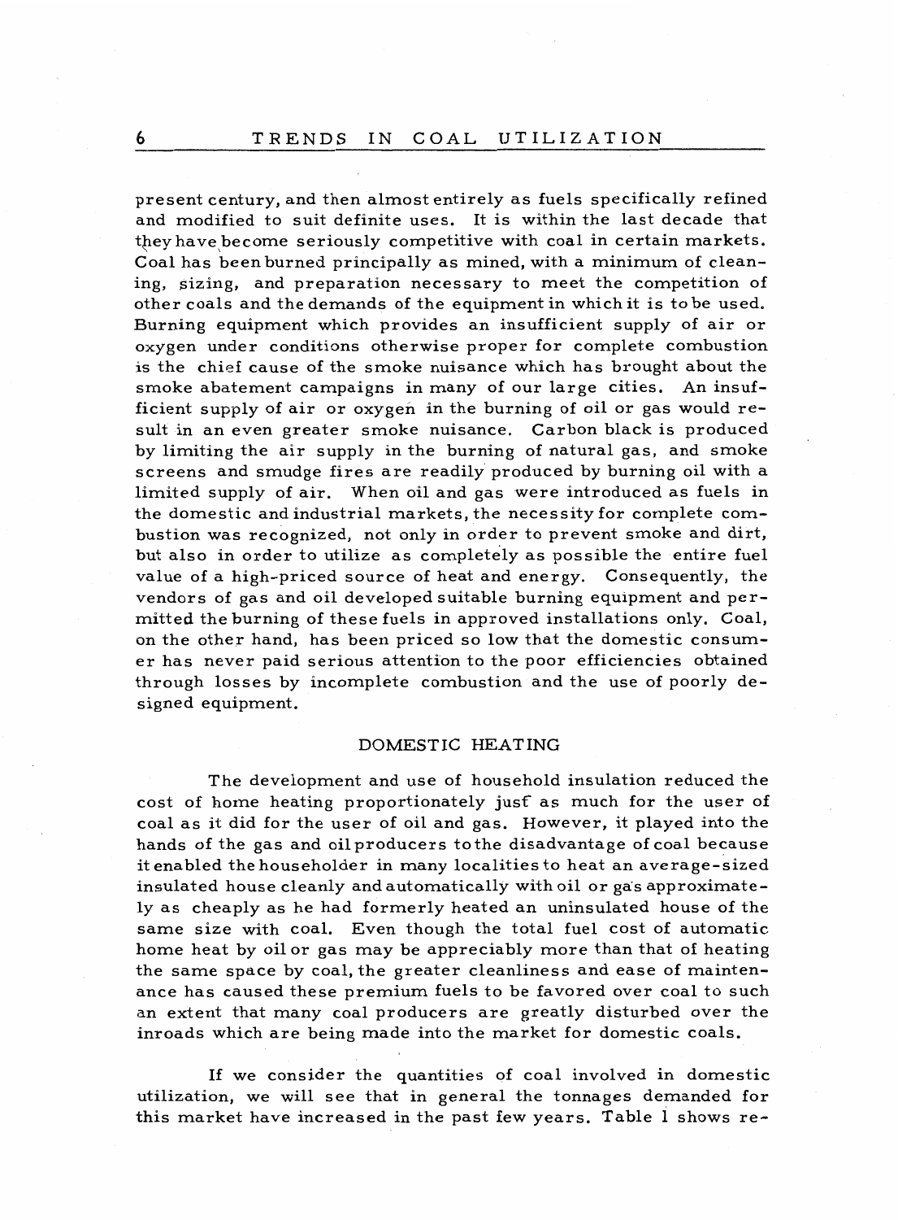present century, and then almost entirely as fuels specifically refined and modified to suit definite uses. It is within the last decade that they have become seriously competitive with coal in certain markets. Coal has been burned principally as mined, with a minimum of cleaning, sizing, and preparation necessary to meet the competition of other coals and the demands of the equipment in which it is to be used. Burning equipment which provides an insufficient supply of air or oxygen under conditions otherwise proper for complete combustion is the chief cause of the smoke nuisance which has brought about the smoke abatement campaigns in many of our large cities. An insufficient supply of air or oxygen in the burning of oil or gas would result in an even greater smoke nuisance. Carbon black is produced by limiting the air supply in the burning of natural gas, and smoke screens and smudge fires are readily produced by burning oil with a limited supply of air. When oil and gas were introduced as fuels in the domestic and industrial markets, the necessity for complete combustion was recognized, not only in order to prevent smoke and dirt, but also in order to utilize as completely as possible the entire fuel value of a high-priced source of heat and energy. Consequently, the vendors of gas and oil developed suitable burning equipment and permitted the burning of these fuels in approved installations only. Coal, on the other hand, has been priced so low that the domestic consumer has never paid serious attention to the poor efficiencies obtained through losses by incomplete combustion and the use of poorly designed equipment.

## DOMESTIC HEATING

The development and use of household insulation reduced the cost of home heating proportionately just as much for the user of coal as it did for the user of oil and gas. However, it played into the hands of the gas and oil producers to the disadvantage of coal because it enabled the householder in many localities to heat an average-sized insulated house cleanly and automatically with oil or gas approximately as cheaply as he had formerly heated an uninsulated house of the same size with coal. Even though the total fuel cost of automatic home heat by oil or gas may be appreciably more than that of heating the same space by coal, the greater cleanliness and ease of maintenance has caused these premium fuels to be favored over coal to such an extent that many coal producers are greatly disturbed over the inroads which are being made into the market for domestic coals.

If we consider the quantities of coal involved in domestic utilization, we will see that in general the tonnages demanded for this market have increased in the past few years. Table 1 shows re-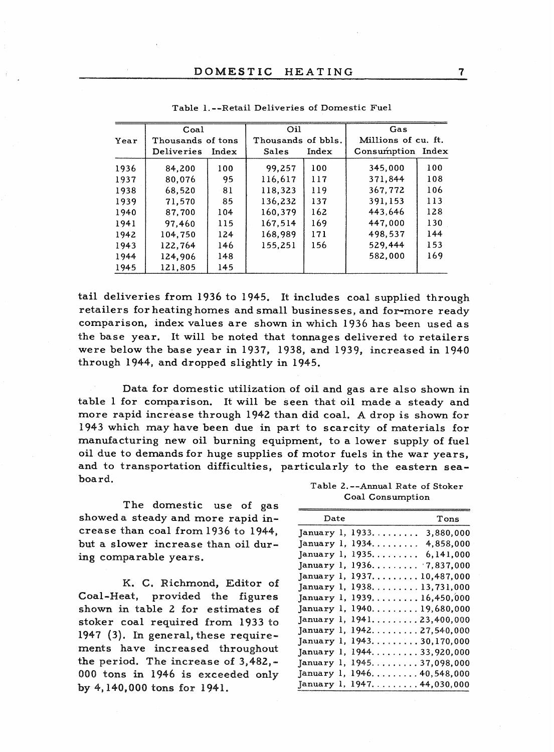Table 1.--Retail Deliveries of Domestic Fuel

| Year | Coal | | Oil | | Gas | |
|---|---|---|---|---|---|---|
| | Thousands of tons | | Thousands of bbls. | | Millions of cu. ft. | |
| | Deliveries | Index | Sales | Index | Consumption | Index |
| 1936 | 84,200 | 100 | 99,257 | 100 | 345,000 | 100 |
| 1937 | 80,076 | 95 | 116,617 | 117 | 371,844 | 108 |
| 1938 | 68,520 | 81 | 118,323 | 119 | 367,772 | 106 |
| 1939 | 71,570 | 85 | 136,232 | 137 | 391,153 | 113 |
| 1940 | 87,700 | 104 | 160,379 | 162 | 443,646 | 128 |
| 1941 | 97,460 | 115 | 167,514 | 169 | 447,000 | 130 |
| 1942 | 104,750 | 124 | 168,989 | 171 | 498,537 | 144 |
| 1943 | 122,764 | 146 | 155,251 | 156 | 529,444 | 153 |
| 1944 | 124,906 | 148 | | | 582,000 | 169 |
| 1945 | 121,805 | 145 | | | | |

tail deliveries from 1936 to 1945. It includes coal supplied through retailers for heating homes and small businesses, and for more ready comparison, index values are shown in which 1936 has been used as the base year. It will be noted that tonnages delivered to retailers were below the base year in 1937, 1938, and 1939, increased in 1940 through 1944, and dropped slightly in 1945.

Data for domestic utilization of oil and gas are also shown in table 1 for comparison. It will be seen that oil made a steady and more rapid increase through 1942 than did coal. A drop is shown for 1943 which may have been due in part to scarcity of materials for manufacturing new oil burning equipment, to a lower supply of fuel oil due to demands for huge supplies of motor fuels in the war years, and to transportation difficulties, particularly to the eastern seaboard.

The domestic use of gas showed a steady and more rapid increase than coal from 1936 to 1944, but a slower increase than oil during comparable years.

K. C. Richmond, Editor of Coal-Heat, provided the figures shown in table 2 for estimates of stoker coal required from 1933 to 1947 (3). In general, these requirements have increased throughout the period. The increase of 3,482,000 tons in 1946 is exceeded only by 4,140,000 tons for 1941.

Table 2.--Annual Rate of Stoker Coal Consumption

| Date | Tons |
|---|---|
| January 1, 1933 | 3,880,000 |
| January 1, 1934 | 4,858,000 |
| January 1, 1935 | 6,141,000 |
| January 1, 1936 | 7,837,000 |
| January 1, 1937 | 10,487,000 |
| January 1, 1938 | 13,731,000 |
| January 1, 1939 | 16,450,000 |
| January 1, 1940 | 19,680,000 |
| January 1, 1941 | 23,400,000 |
| January 1, 1942 | 27,540,000 |
| January 1, 1943 | 30,170,000 |
| January 1, 1944 | 33,920,000 |
| January 1, 1945 | 37,098,000 |
| January 1, 1946 | 40,548,000 |
| January 1, 1947 | 44,030,000 |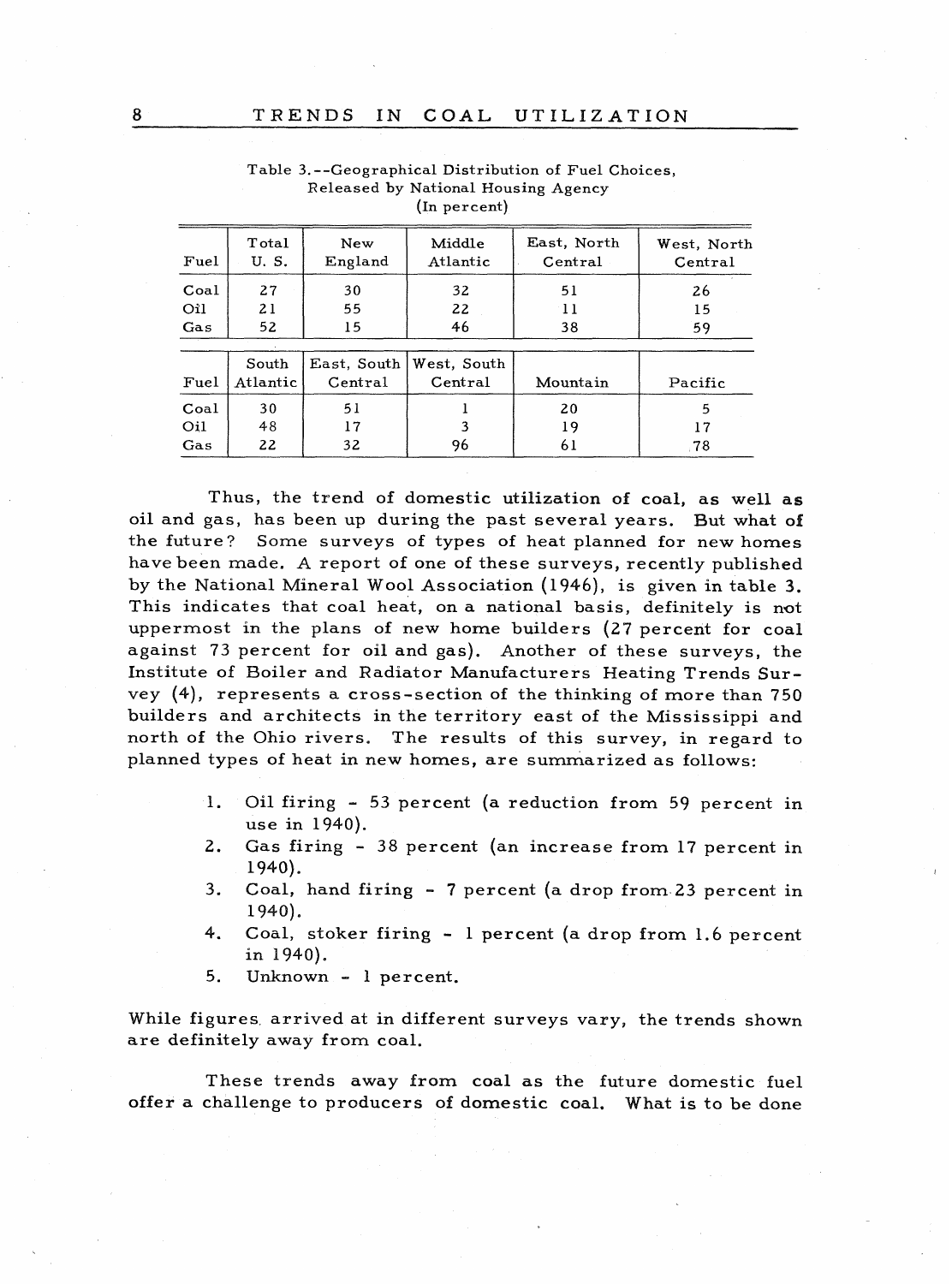Table 3.--Geographical Distribution of Fuel Choices, Released by National Housing Agency (In percent)

| Fuel | Total U. S. | New England | Middle Atlantic | East, North Central | West, North Central |
|---|---|---|---|---|---|
| Coal | 27 | 30 | 32 | 51 | 26 |
| Oil | 21 | 55 | 22 | 11 | 15 |
| Gas | 52 | 15 | 46 | 38 | 59 |

| Fuel | South Atlantic | East, South Central | West, South Central | Mountain | Pacific |
|---|---|---|---|---|---|
| Coal | 30 | 51 | 1 | 20 | 5 |
| Oil | 48 | 17 | 3 | 19 | 17 |
| Gas | 22 | 32 | 96 | 61 | 78 |

Thus, the trend of domestic utilization of coal, as well as oil and gas, has been up during the past several years. But what of the future? Some surveys of types of heat planned for new homes have been made. A report of one of these surveys, recently published by the National Mineral Wool Association (1946), is given in table 3. This indicates that coal heat, on a national basis, definitely is not uppermost in the plans of new home builders (27 percent for coal against 73 percent for oil and gas). Another of these surveys, the Institute of Boiler and Radiator Manufacturers Heating Trends Survey (4), represents a cross-section of the thinking of more than 750 builders and architects in the territory east of the Mississippi and north of the Ohio rivers. The results of this survey, in regard to planned types of heat in new homes, are summarized as follows:

1. Oil firing - 53 percent (a reduction from 59 percent in use in 1940).
2. Gas firing - 38 percent (an increase from 17 percent in 1940).
3. Coal, hand firing - 7 percent (a drop from 23 percent in 1940).
4. Coal, stoker firing - 1 percent (a drop from 1.6 percent in 1940).
5. Unknown - 1 percent.

While figures arrived at in different surveys vary, the trends shown are definitely away from coal.

These trends away from coal as the future domestic fuel offer a challenge to producers of domestic coal. What is to be done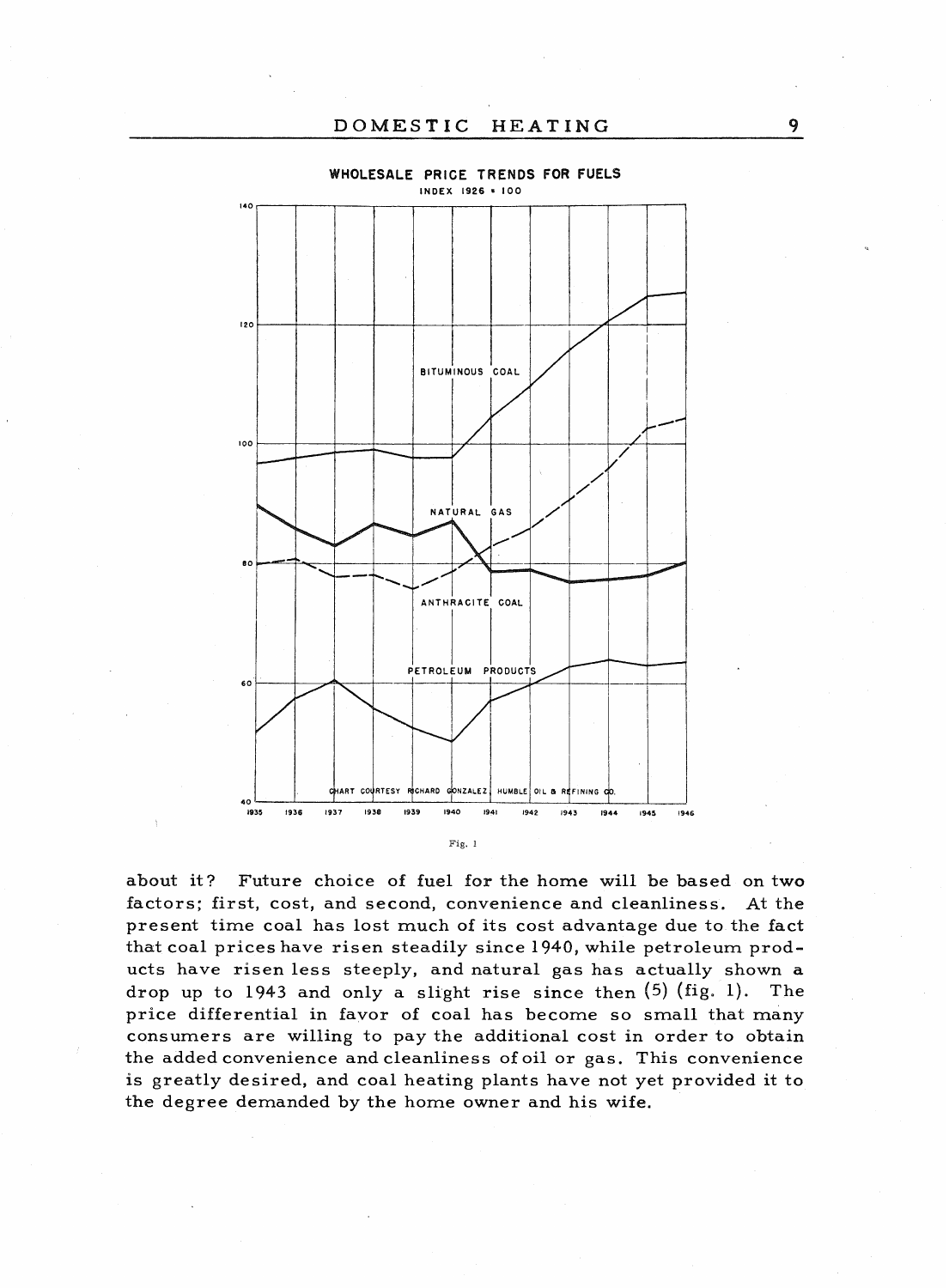WHOLESALE PRICE TRENDS FOR FUELS

INDEX 1926 = 100

Fig. 1

about it? Future choice of fuel for the home will be based on two factors; first, cost, and second, convenience and cleanliness. At the present time coal has lost much of its cost advantage due to the fact that coal prices have risen steadily since 1940, while petroleum products have risen less steeply, and natural gas has actually shown a drop up to 1943 and only a slight rise since then (5) (fig. 1). The price differential in favor of coal has become so small that many consumers are willing to pay the additional cost in order to obtain the added convenience and cleanliness of oil or gas. This convenience is greatly desired, and coal heating plants have not yet provided it to the degree demanded by the home owner and his wife.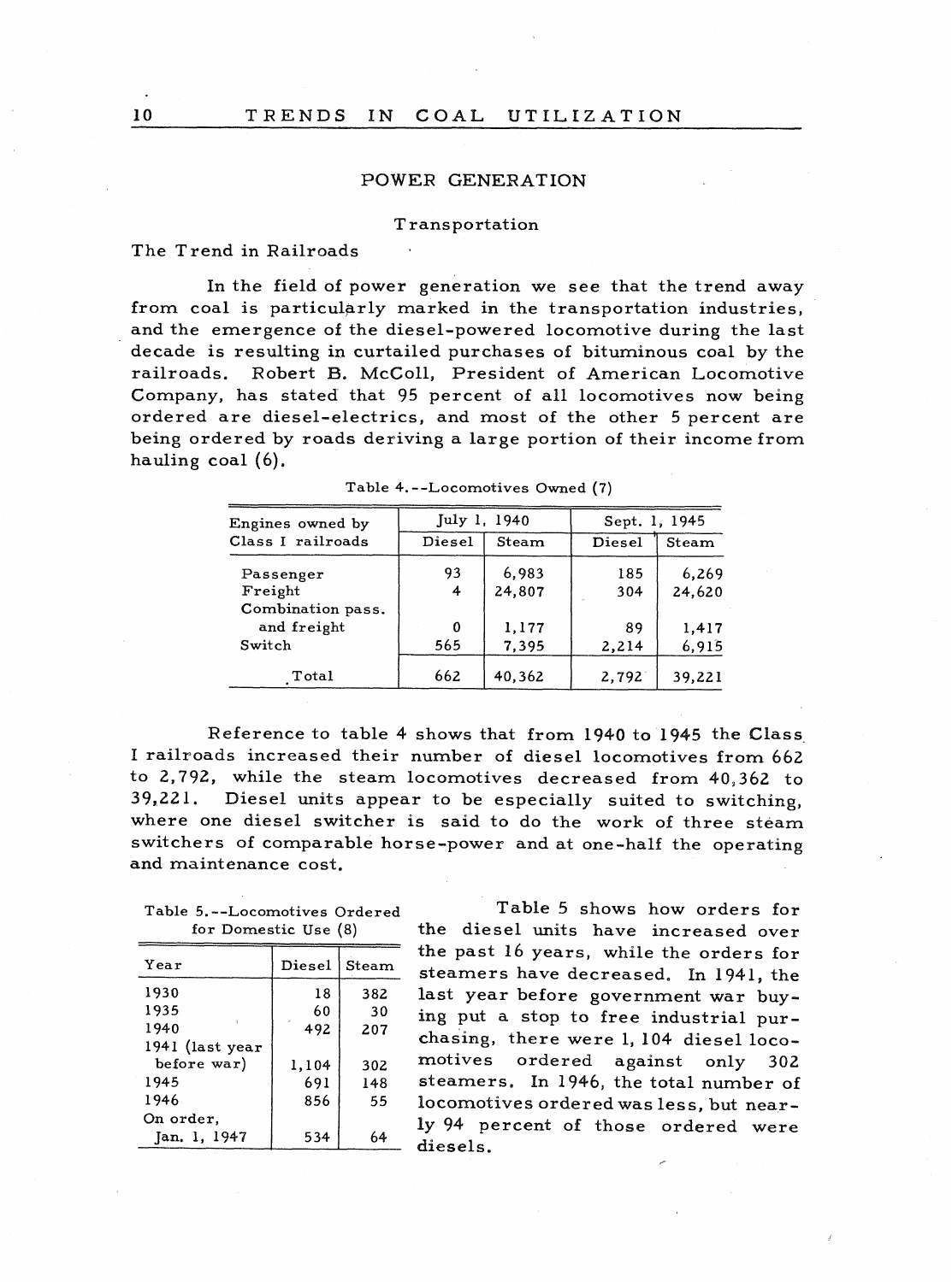## POWER GENERATION

### Transportation

#### The Trend in Railroads

In the field of power generation we see that the trend away from coal is particularly marked in the transportation industries, and the emergence of the diesel-powered locomotive during the last decade is resulting in curtailed purchases of bituminous coal by the railroads. Robert B. McColl, President of American Locomotive Company, has stated that 95 percent of all locomotives now being ordered are diesel-electrics, and most of the other 5 percent are being ordered by roads deriving a large portion of their income from hauling coal (6).

Table 4.--Locomotives Owned (7)

| Engines owned by Class I railroads | July 1, 1940 | | Sept. 1, 1945 | |
|---|---|---|---|---|
| | Diesel | Steam | Diesel | Steam |
| Passenger | 93 | 6,983 | 185 | 6,269 |
| Freight | 4 | 24,807 | 304 | 24,620 |
| Combination pass. and freight | 0 | 1,177 | 89 | 1,417 |
| Switch | 565 | 7,395 | 2,214 | 6,915 |
| Total | 662 | 40,362 | 2,792 | 39,221 |

Reference to table 4 shows that from 1940 to 1945 the Class I railroads increased their number of diesel locomotives from 662 to 2,792, while the steam locomotives decreased from 40,362 to 39,221. Diesel units appear to be especially suited to switching, where one diesel switcher is said to do the work of three steam switchers of comparable horse-power and at one-half the operating and maintenance cost.

Table 5.--Locomotives Ordered for Domestic Use (8)

| Year | Diesel | Steam |
|---|---|---|
| 1930 | 18 | 382 |
| 1935 | 60 | 30 |
| 1940 | 492 | 207 |
| 1941 (last year before war) | 1,104 | 302 |
| 1945 | 691 | 148 |
| 1946 | 856 | 55 |
| On order, Jan. 1, 1947 | 534 | 64 |

Table 5 shows how orders for the diesel units have increased over the past 16 years, while the orders for steamers have decreased. In 1941, the last year before government war buying put a stop to free industrial purchasing, there were 1,104 diesel locomotives ordered against only 302 steamers. In 1946, the total number of locomotives ordered was less, but nearly 94 percent of those ordered were diesels.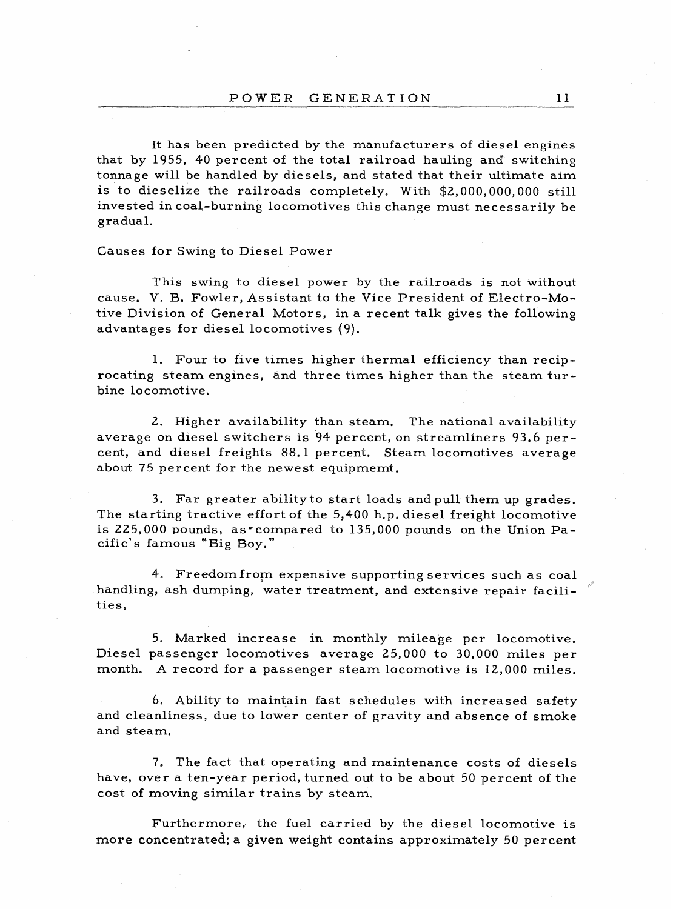It has been predicted by the manufacturers of diesel engines that by 1955, 40 percent of the total railroad hauling and switching tonnage will be handled by diesels, and stated that their ultimate aim is to dieselize the railroads completely. With $2,000,000,000 still invested in coal-burning locomotives this change must necessarily be gradual.

## Causes for Swing to Diesel Power

This swing to diesel power by the railroads is not without cause. V. B. Fowler, Assistant to the Vice President of Electro-Motive Division of General Motors, in a recent talk gives the following advantages for diesel locomotives (9).

1. Four to five times higher thermal efficiency than reciprocating steam engines, and three times higher than the steam turbine locomotive.

2. Higher availability than steam. The national availability average on diesel switchers is 94 percent, on streamliners 93.6 percent, and diesel freights 88.1 percent. Steam locomotives average about 75 percent for the newest equipmemt.

3. Far greater ability to start loads and pull them up grades. The starting tractive effort of the 5,400 h.p. diesel freight locomotive is 225,000 pounds, as compared to 135,000 pounds on the Union Pacific's famous "Big Boy."

4. Freedom from expensive supporting services such as coal handling, ash dumping, water treatment, and extensive repair facilities.

5. Marked increase in monthly mileage per locomotive. Diesel passenger locomotives average 25,000 to 30,000 miles per month. A record for a passenger steam locomotive is 12,000 miles.

6. Ability to maintain fast schedules with increased safety and cleanliness, due to lower center of gravity and absence of smoke and steam.

7. The fact that operating and maintenance costs of diesels have, over a ten-year period, turned out to be about 50 percent of the cost of moving similar trains by steam.

Furthermore, the fuel carried by the diesel locomotive is more concentrated; a given weight contains approximately 50 percent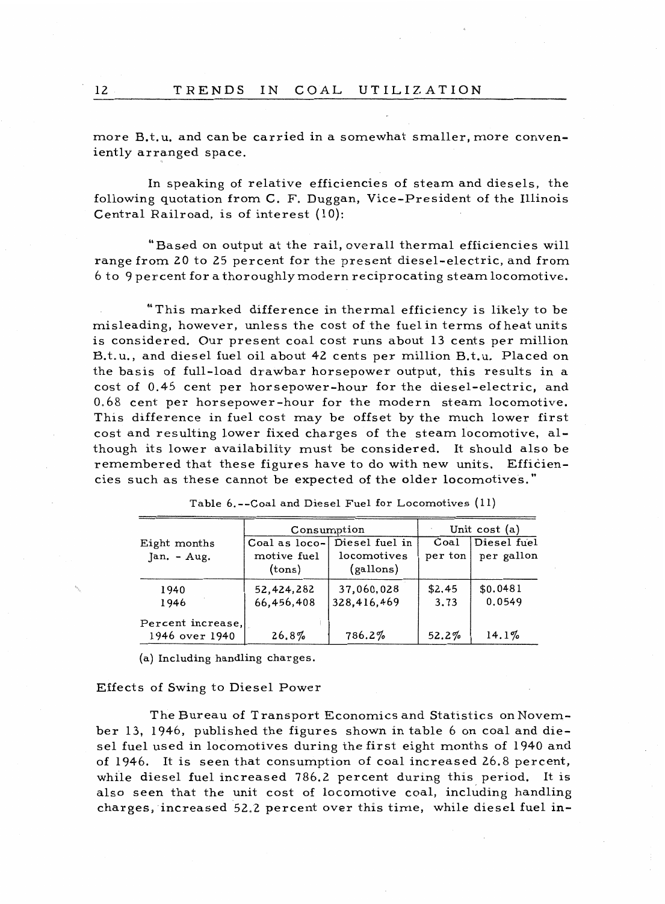more B.t.u. and can be carried in a somewhat smaller, more conveniently arranged space.

In speaking of relative efficiencies of steam and diesels, the following quotation from C. F. Duggan, Vice-President of the Illinois Central Railroad, is of interest (10):

"Based on output at the rail, overall thermal efficiencies will range from 20 to 25 percent for the present diesel-electric, and from 6 to 9 percent for a thoroughly modern reciprocating steam locomotive.

"This marked difference in thermal efficiency is likely to be misleading, however, unless the cost of the fuel in terms of heat units is considered. Our present coal cost runs about 13 cents per million B.t.u., and diesel fuel oil about 42 cents per million B.t.u. Placed on the basis of full-load drawbar horsepower output, this results in a cost of 0.45 cent per horsepower-hour for the diesel-electric, and 0.68 cent per horsepower-hour for the modern steam locomotive. This difference in fuel cost may be offset by the much lower first cost and resulting lower fixed charges of the steam locomotive, although its lower availability must be considered. It should also be remembered that these figures have to do with new units. Efficiencies such as these cannot be expected of the older locomotives."

Table 6.--Coal and Diesel Fuel for Locomotives (11)

| Eight months Jan. - Aug. | Consumption | | Unit cost (a) | |
|---|---|---|---|---|
| | Coal as locomotive fuel (tons) | Diesel fuel in locomotives (gallons) | Coal per ton | Diesel fuel per gallon |
| 1940 | 52,424,282 | 37,060,028 | $2.45 | $0.0481 |
| 1946 | 66,456,408 | 328,416,469 | 3.73 | 0.0549 |
| Percent increase, 1946 over 1940 | 26.8% | 786.2% | 52.2% | 14.1% |

(a) Including handling charges.

## Effects of Swing to Diesel Power

The Bureau of Transport Economics and Statistics on November 13, 1946, published the figures shown in table 6 on coal and diesel fuel used in locomotives during the first eight months of 1940 and of 1946. It is seen that consumption of coal increased 26.8 percent, while diesel fuel increased 786.2 percent during this period. It is also seen that the unit cost of locomotive coal, including handling charges, increased 52.2 percent over this time, while diesel fuel in-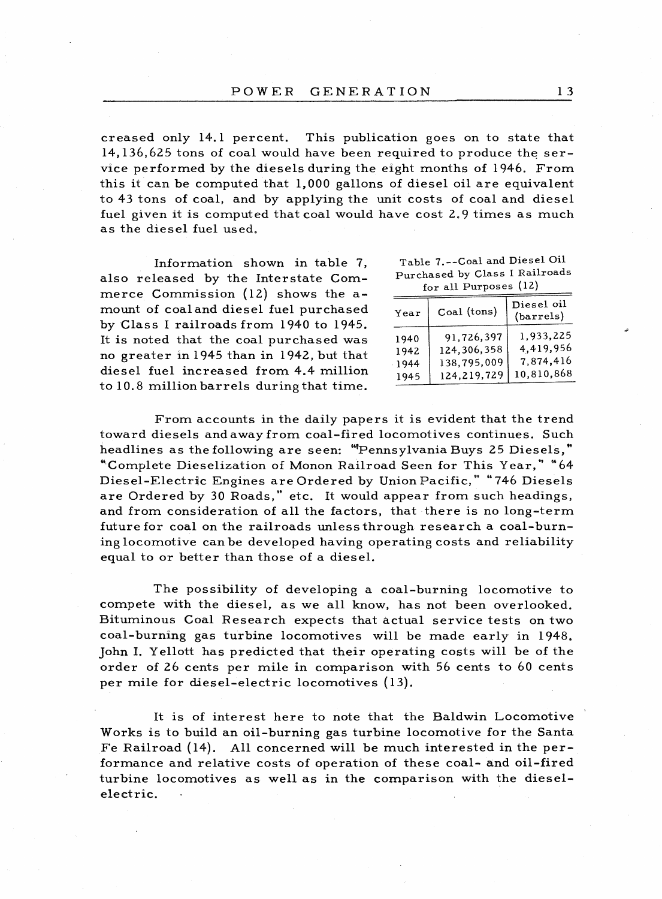creased only 14.1 percent. This publication goes on to state that 14,136,625 tons of coal would have been required to produce the service performed by the diesels during the eight months of 1946. From this it can be computed that 1,000 gallons of diesel oil are equivalent to 43 tons of coal, and by applying the unit costs of coal and diesel fuel given it is computed that coal would have cost 2.9 times as much as the diesel fuel used.

Information shown in table 7, also released by the Interstate Commerce Commission (12) shows the amount of coal and diesel fuel purchased by Class I railroads from 1940 to 1945. It is noted that the coal purchased was no greater in 1945 than in 1942, but that diesel fuel increased from 4.4 million to 10.8 million barrels during that time.

Table 7.--Coal and Diesel Oil Purchased by Class I Railroads for all Purposes (12)

| Year | Coal (tons) | Diesel oil (barrels) |
|---|---|---|
| 1940 | 91,726,397 | 1,933,225 |
| 1942 | 124,306,358 | 4,419,956 |
| 1944 | 138,795,009 | 7,874,416 |
| 1945 | 124,219,729 | 10,810,868 |

From accounts in the daily papers it is evident that the trend toward diesels and away from coal-fired locomotives continues. Such headlines as the following are seen: "Pennsylvania Buys 25 Diesels," "Complete Dieselization of Monon Railroad Seen for This Year," "64 Diesel-Electric Engines are Ordered by Union Pacific," "746 Diesels are Ordered by 30 Roads," etc. It would appear from such headings, and from consideration of all the factors, that there is no long-term future for coal on the railroads unless through research a coal-burning locomotive can be developed having operating costs and reliability equal to or better than those of a diesel.

The possibility of developing a coal-burning locomotive to compete with the diesel, as we all know, has not been overlooked. Bituminous Coal Research expects that actual service tests on two coal-burning gas turbine locomotives will be made early in 1948. John I. Yellott has predicted that their operating costs will be of the order of 26 cents per mile in comparison with 56 cents to 60 cents per mile for diesel-electric locomotives (13).

It is of interest here to note that the Baldwin Locomotive Works is to build an oil-burning gas turbine locomotive for the Santa Fe Railroad (14). All concerned will be much interested in the performance and relative costs of operation of these coal- and oil-fired turbine locomotives as well as in the comparison with the diesel-electric.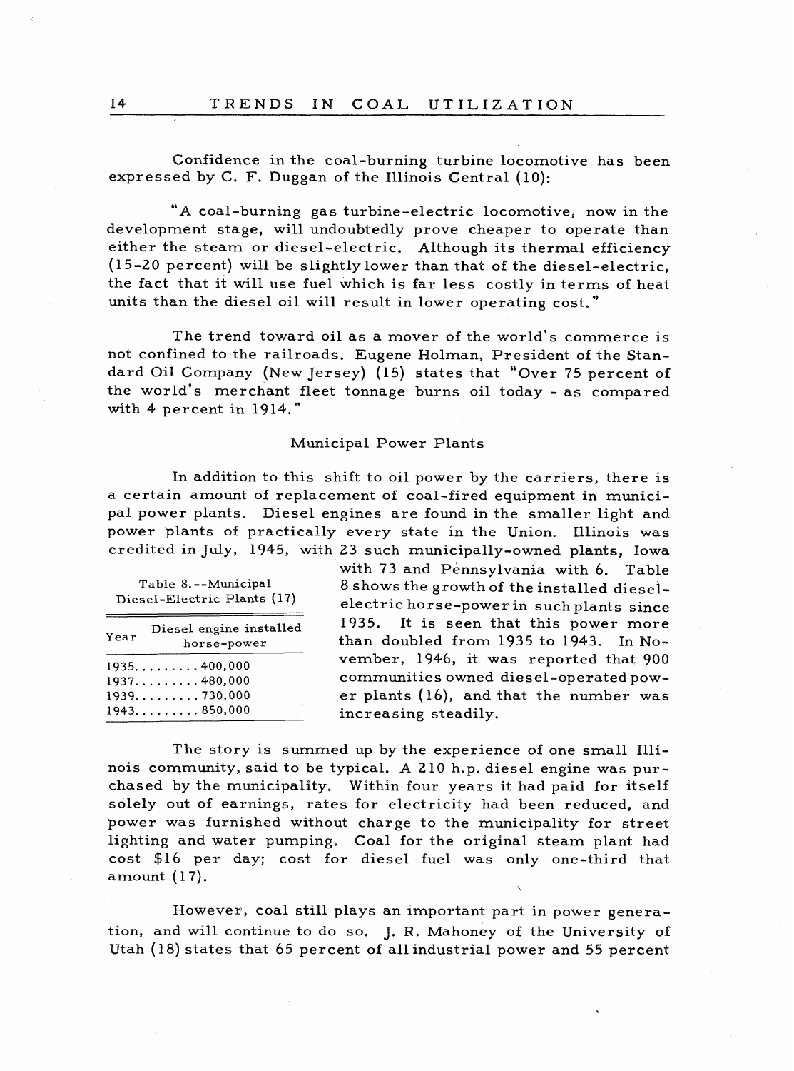Confidence in the coal-burning turbine locomotive has been expressed by C. F. Duggan of the Illinois Central (10):

"A coal-burning gas turbine-electric locomotive, now in the development stage, will undoubtedly prove cheaper to operate than either the steam or diesel-electric. Although its thermal efficiency (15-20 percent) will be slightly lower than that of the diesel-electric, the fact that it will use fuel which is far less costly in terms of heat units than the diesel oil will result in lower operating cost."

The trend toward oil as a mover of the world's commerce is not confined to the railroads. Eugene Holman, President of the Standard Oil Company (New Jersey) (15) states that "Over 75 percent of the world's merchant fleet tonnage burns oil today - as compared with 4 percent in 1914."

## Municipal Power Plants

In addition to this shift to oil power by the carriers, there is a certain amount of replacement of coal-fired equipment in municipal power plants. Diesel engines are found in the smaller light and power plants of practically every state in the Union. Illinois was credited in July, 1945, with 23 such municipally-owned plants, Iowa with 73 and Pennsylvania with 6. Table 8 shows the growth of the installed diesel-electric horse-power in such plants since 1935. It is seen that this power more than doubled from 1935 to 1943. In November, 1946, it was reported that 900 communities owned diesel-operated power plants (16), and that the number was increasing steadily.

Table 8.--Municipal Diesel-Electric Plants (17)

| Year | Diesel engine installed horse-power |
|---|---|
| 1935 | 400,000 |
| 1937 | 480,000 |
| 1939 | 730,000 |
| 1943 | 850,000 |

The story is summed up by the experience of one small Illinois community, said to be typical. A 210 h.p. diesel engine was purchased by the municipality. Within four years it had paid for itself solely out of earnings, rates for electricity had been reduced, and power was furnished without charge to the municipality for street lighting and water pumping. Coal for the original steam plant had cost $16 per day; cost for diesel fuel was only one-third that amount (17).

However, coal still plays an important part in power generation, and will continue to do so. J. R. Mahoney of the University of Utah (18) states that 65 percent of all industrial power and 55 percent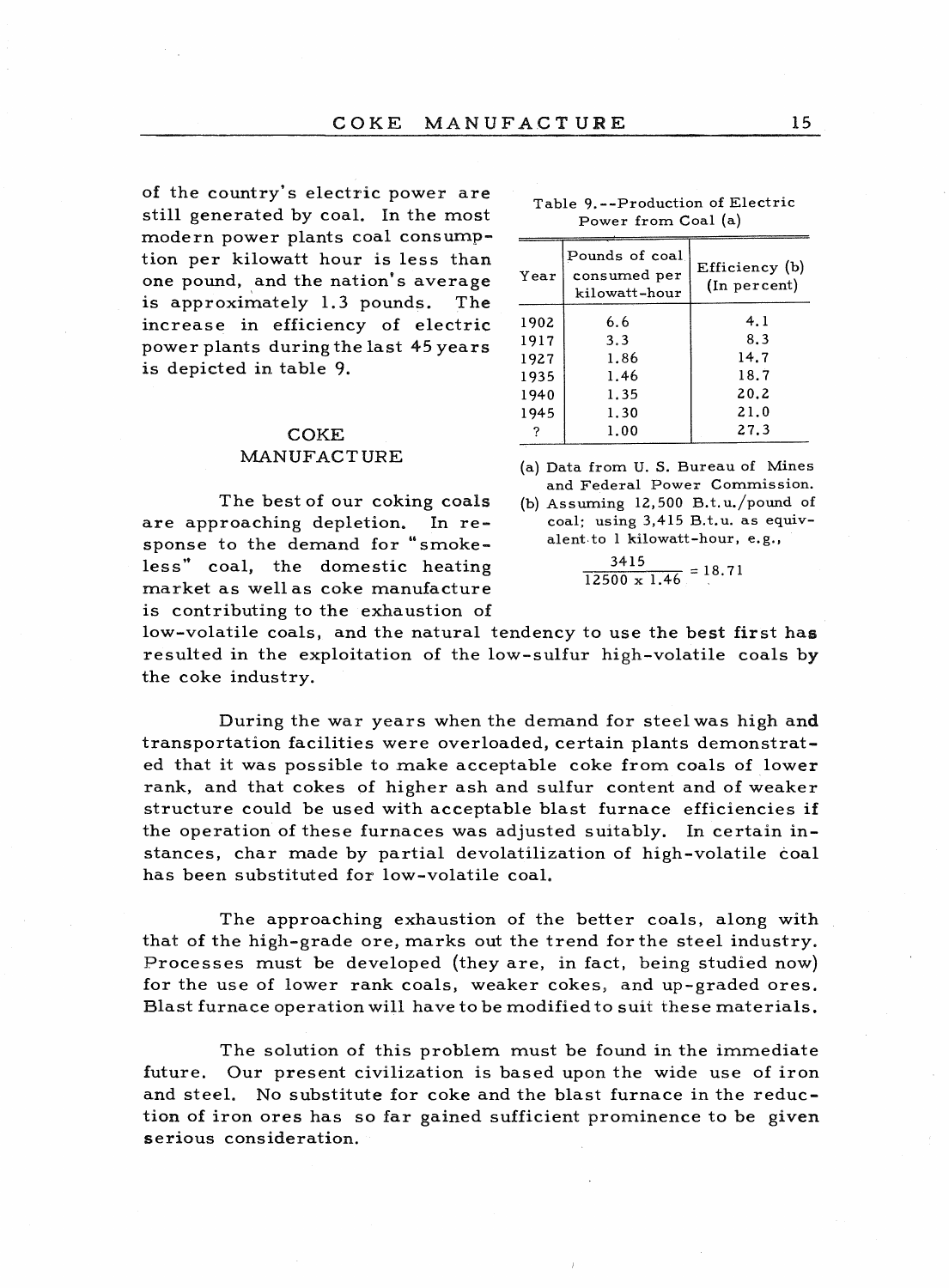of the country's electric power are still generated by coal. In the most modern power plants coal consumption per kilowatt hour is less than one pound, and the nation's average is approximately 1.3 pounds. The increase in efficiency of electric power plants during the last 45 years is depicted in table 9.

Table 9.--Production of Electric Power from Coal (a)

| Year | Pounds of coal consumed per kilowatt-hour | Efficiency (b) (In percent) |
|---|---|---|
| 1902 | 6.6 | 4.1 |
| 1917 | 3.3 | 8.3 |
| 1927 | 1.86 | 14.7 |
| 1935 | 1.46 | 18.7 |
| 1940 | 1.35 | 20.2 |
| 1945 | 1.30 | 21.0 |
| ? | 1.00 | 27.3 |

(a) Data from U. S. Bureau of Mines and Federal Power Commission.

(b) Assuming 12,500 B.t.u./pound of coal; using 3,415 B.t.u. as equivalent to 1 kilowatt-hour, e.g.,

$$\frac{3415}{12500 \times 1.46} = 18.71$$

## COKE MANUFACTURE

The best of our coking coals are approaching depletion. In response to the demand for "smokeless" coal, the domestic heating market as well as coke manufacture is contributing to the exhaustion of low-volatile coals, and the natural tendency to use the best first has resulted in the exploitation of the low-sulfur high-volatile coals by the coke industry.

During the war years when the demand for steel was high and transportation facilities were overloaded, certain plants demonstrated that it was possible to make acceptable coke from coals of lower rank, and that cokes of higher ash and sulfur content and of weaker structure could be used with acceptable blast furnace efficiencies if the operation of these furnaces was adjusted suitably. In certain instances, char made by partial devolatilization of high-volatile coal has been substituted for low-volatile coal.

The approaching exhaustion of the better coals, along with that of the high-grade ore, marks out the trend for the steel industry. Processes must be developed (they are, in fact, being studied now) for the use of lower rank coals, weaker cokes, and up-graded ores. Blast furnace operation will have to be modified to suit these materials.

The solution of this problem must be found in the immediate future. Our present civilization is based upon the wide use of iron and steel. No substitute for coke and the blast furnace in the reduction of iron ores has so far gained sufficient prominence to be given serious consideration.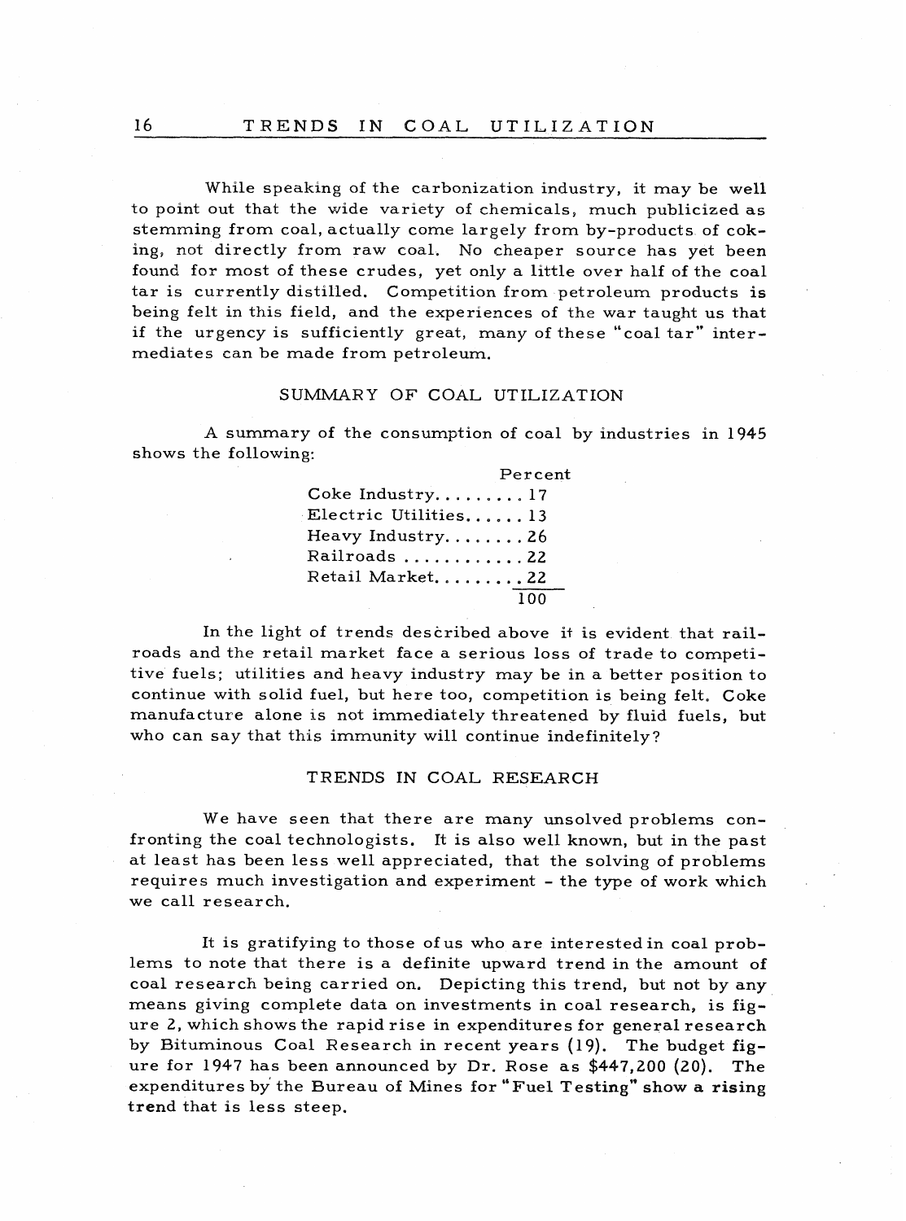While speaking of the carbonization industry, it may be well to point out that the wide variety of chemicals, much publicized as stemming from coal, actually come largely from by-products of coking, not directly from raw coal. No cheaper source has yet been found for most of these crudes, yet only a little over half of the coal tar is currently distilled. Competition from petroleum products is being felt in this field, and the experiences of the war taught us that if the urgency is sufficiently great, many of these "coal tar" intermediates can be made from petroleum.

## SUMMARY OF COAL UTILIZATION

A summary of the consumption of coal by industries in 1945 shows the following:

| | Percent |
|---|---|
| Coke Industry | 17 |
| Electric Utilities | 13 |
| Heavy Industry | 26 |
| Railroads | 22 |
| Retail Market | 22 |
| | 100 |

In the light of trends described above it is evident that railroads and the retail market face a serious loss of trade to competitive fuels; utilities and heavy industry may be in a better position to continue with solid fuel, but here too, competition is being felt. Coke manufacture alone is not immediately threatened by fluid fuels, but who can say that this immunity will continue indefinitely?

## TRENDS IN COAL RESEARCH

We have seen that there are many unsolved problems confronting the coal technologists. It is also well known, but in the past at least has been less well appreciated, that the solving of problems requires much investigation and experiment - the type of work which we call research.

It is gratifying to those of us who are interested in coal problems to note that there is a definite upward trend in the amount of coal research being carried on. Depicting this trend, but not by any means giving complete data on investments in coal research, is figure 2, which shows the rapid rise in expenditures for general research by Bituminous Coal Research in recent years (19). The budget figure for 1947 has been announced by Dr. Rose as $447,200 (20). The expenditures by the Bureau of Mines for "Fuel Testing" show a rising trend that is less steep.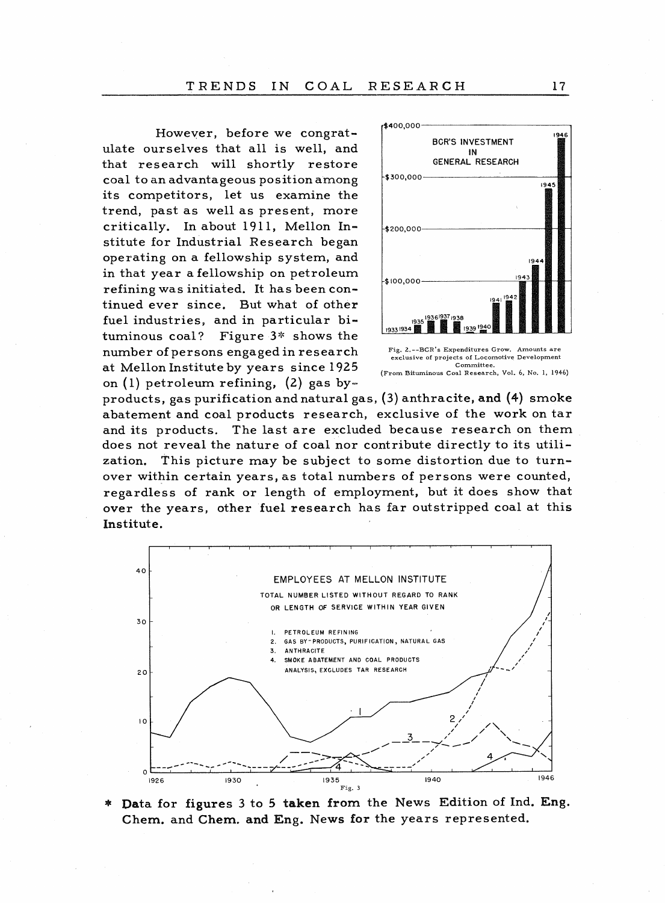However, before we congratulate ourselves that all is well, and that research will shortly restore coal to an advantageous position among its competitors, let us examine the trend, past as well as present, more critically. In about 1911, Mellon Institute for Industrial Research began operating on a fellowship system, and in that year a fellowship on petroleum refining was initiated. It has been continued ever since. But what of other fuel industries, and in particular bituminous coal? Figure 3* shows the number of persons engaged in research at Mellon Institute by years since 1925 on (1) petroleum refining, (2) gas by-products, gas purification and natural gas, (3) anthracite, and (4) smoke abatement and coal products research, exclusive of the work on tar and its products. The last are excluded because research on them does not reveal the nature of coal nor contribute directly to its utilization. This picture may be subject to some distortion due to turnover within certain years, as total numbers of persons were counted, regardless of rank or length of employment, but it does show that over the years, other fuel research has far outstripped coal at this Institute.

Fig. 2.--BCR's Expenditures Grow. Amounts are exclusive of projects of Locomotive Development Committee.
(From Bituminous Coal Research, Vol. 6, No. 1, 1946)

Fig. 3

\* **Data for figures 3 to 5 taken from** the News Edition of Ind. **Eng.** Chem. **and** Chem. **and** Eng. News **for** the years represented.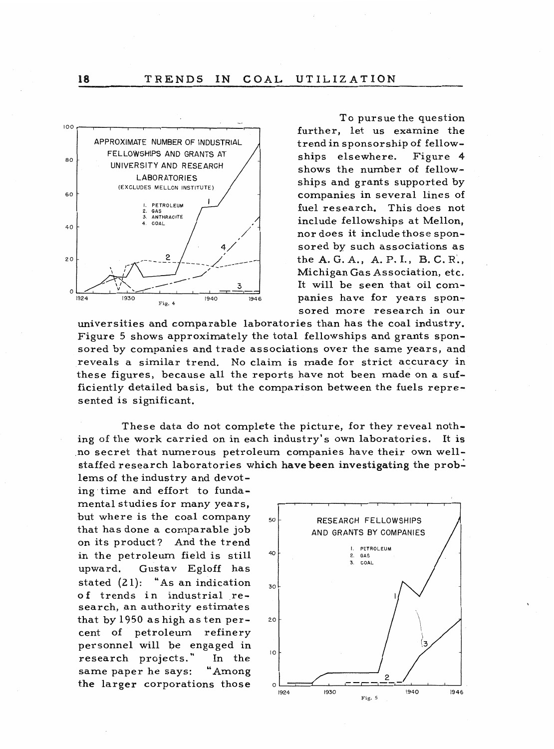To pursue the question further, let us examine the trend in sponsorship of fellowships elsewhere. Figure 4 shows the number of fellowships and grants supported by companies in several lines of fuel research. This does not include fellowships at Mellon, nor does it include those sponsored by such associations as the A. G. A., A. P. I., B. C. R., Michigan Gas Association, etc. It will be seen that oil companies have for years sponsored more research in our universities and comparable laboratories than has the coal industry. Figure 5 shows approximately the total fellowships and grants sponsored by companies and trade associations over the same years, and reveals a similar trend. No claim is made for strict accuracy in these figures, because all the reports have not been made on a sufficiently detailed basis, but the comparison between the fuels represented is significant.

Fig. 4

These data do not complete the picture, for they reveal nothing of the work carried on in each industry's own laboratories. It is no secret that numerous petroleum companies have their own well-staffed research laboratories which have been investigating the problems of the industry and devoting time and effort to fundamental studies for many years, but where is the coal company that has done a comparable job on its product? And the trend in the petroleum field is still upward. Gustav Egloff has stated (21): "As an indication of trends in industrial research, an authority estimates that by 1950 as high as ten percent of petroleum refinery personnel will be engaged in research projects." In the same paper he says: "Among the larger corporations those

Fig. 5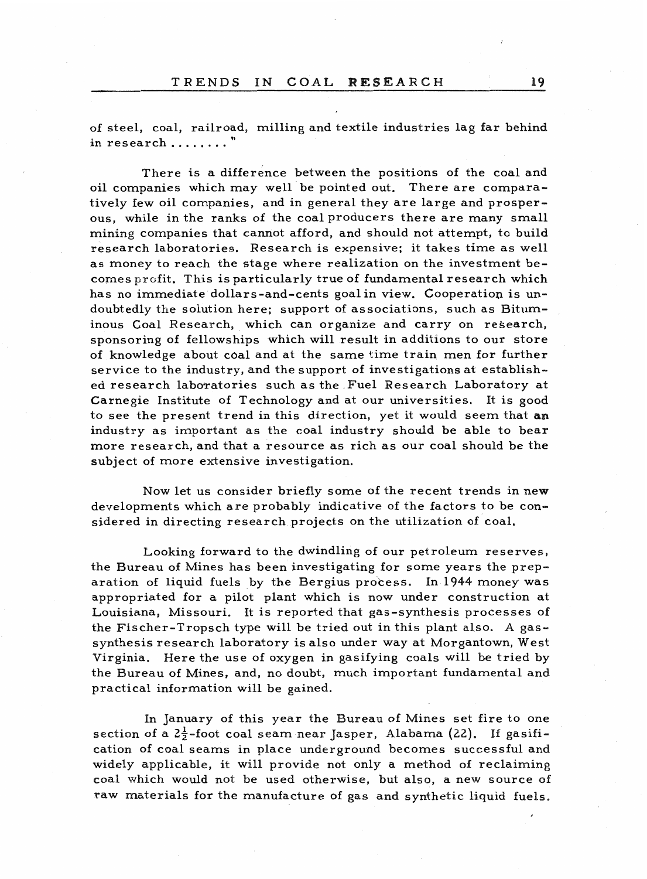of steel, coal, railroad, milling and textile industries lag far behind in research ........ "

There is a difference between the positions of the coal and oil companies which may well be pointed out. There are comparatively few oil companies, and in general they are large and prosperous, while in the ranks of the coal producers there are many small mining companies that cannot afford, and should not attempt, to build research laboratories. Research is expensive; it takes time as well as money to reach the stage where realization on the investment becomes profit. This is particularly true of fundamental research which has no immediate dollars-and-cents goal in view. Cooperation is undoubtedly the solution here; support of associations, such as Bituminous Coal Research, which can organize and carry on research, sponsoring of fellowships which will result in additions to our store of knowledge about coal and at the same time train men for further service to the industry, and the support of investigations at established research laboratories such as the Fuel Research Laboratory at Carnegie Institute of Technology and at our universities. It is good to see the present trend in this direction, yet it would seem that an industry as important as the coal industry should be able to bear more research, and that a resource as rich as our coal should be the subject of more extensive investigation.

Now let us consider briefly some of the recent trends in new developments which are probably indicative of the factors to be considered in directing research projects on the utilization of coal.

Looking forward to the dwindling of our petroleum reserves, the Bureau of Mines has been investigating for some years the preparation of liquid fuels by the Bergius process. In 1944 money was appropriated for a pilot plant which is now under construction at Louisiana, Missouri. It is reported that gas-synthesis processes of the Fischer-Tropsch type will be tried out in this plant also. A gas-synthesis research laboratory is also under way at Morgantown, West Virginia. Here the use of oxygen in gasifying coals will be tried by the Bureau of Mines, and, no doubt, much important fundamental and practical information will be gained.

In January of this year the Bureau of Mines set fire to one section of a $2\frac{1}{2}$-foot coal seam near Jasper, Alabama (22). If gasification of coal seams in place underground becomes successful and widely applicable, it will provide not only a method of reclaiming coal which would not be used otherwise, but also, a new source of raw materials for the manufacture of gas and synthetic liquid fuels.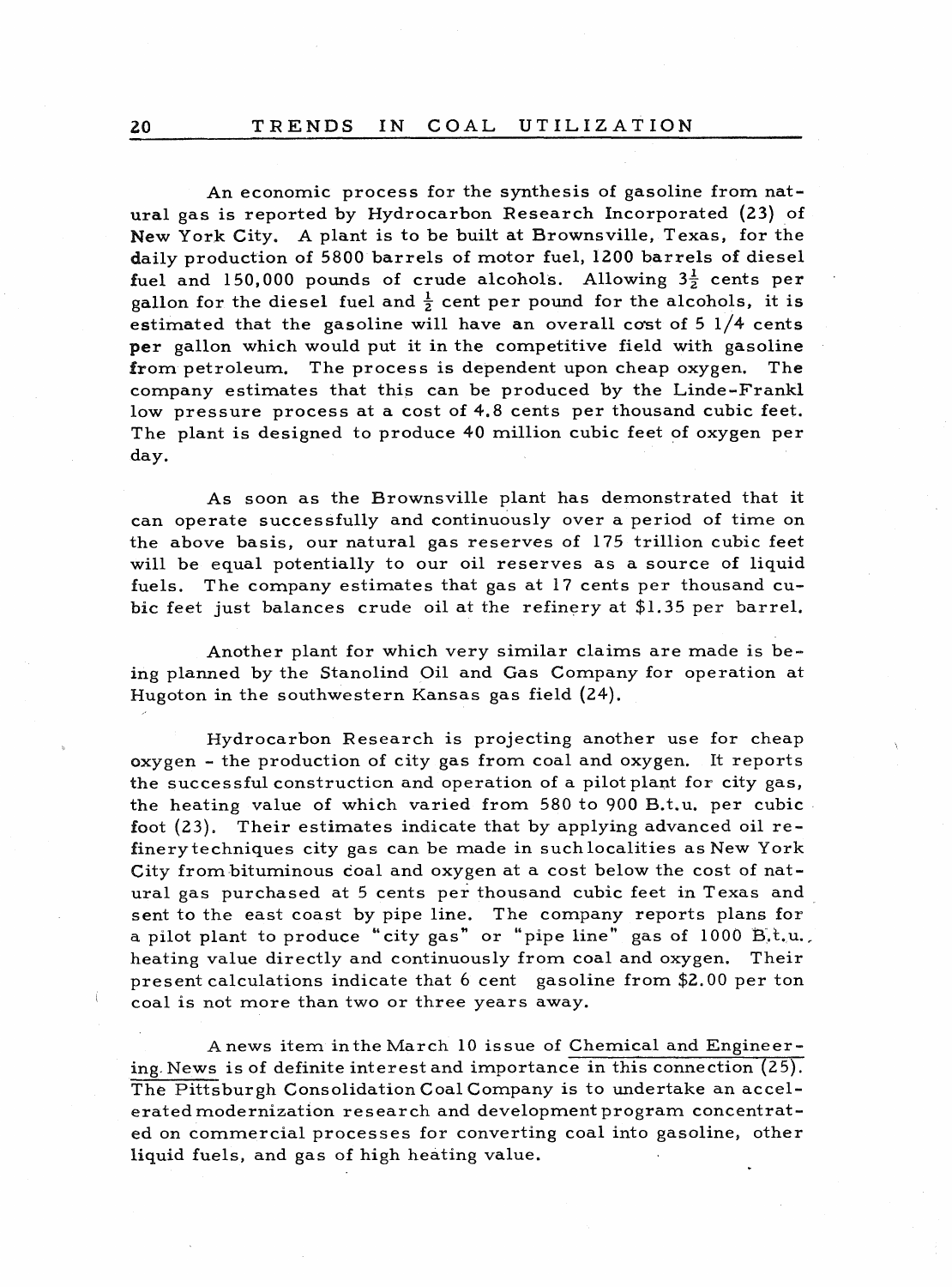An economic process for the synthesis of gasoline from natural gas is reported by Hydrocarbon Research Incorporated (23) of New York City. A plant is to be built at Brownsville, Texas, for the daily production of 5800 barrels of motor fuel, 1200 barrels of diesel fuel and 150,000 pounds of crude alcohols. Allowing $3\frac{1}{2}$ cents per gallon for the diesel fuel and $\frac{1}{2}$ cent per pound for the alcohols, it is estimated that the gasoline will have an overall cost of 5 1/4 cents per gallon which would put it in the competitive field with gasoline from petroleum. The process is dependent upon cheap oxygen. The company estimates that this can be produced by the Linde-Frankl low pressure process at a cost of 4.8 cents per thousand cubic feet. The plant is designed to produce 40 million cubic feet of oxygen per day.

As soon as the Brownsville plant has demonstrated that it can operate successfully and continuously over a period of time on the above basis, our natural gas reserves of 175 trillion cubic feet will be equal potentially to our oil reserves as a source of liquid fuels. The company estimates that gas at 17 cents per thousand cubic feet just balances crude oil at the refinery at $1.35 per barrel.

Another plant for which very similar claims are made is being planned by the Stanolind Oil and Gas Company for operation at Hugoton in the southwestern Kansas gas field (24).

Hydrocarbon Research is projecting another use for cheap oxygen - the production of city gas from coal and oxygen. It reports the successful construction and operation of a pilot plant for city gas, the heating value of which varied from 580 to 900 B.t.u. per cubic foot (23). Their estimates indicate that by applying advanced oil refinery techniques city gas can be made in such localities as New York City from bituminous coal and oxygen at a cost below the cost of natural gas purchased at 5 cents per thousand cubic feet in Texas and sent to the east coast by pipe line. The company reports plans for a pilot plant to produce "city gas" or "pipe line" gas of 1000 B.t.u. heating value directly and continuously from coal and oxygen. Their present calculations indicate that 6 cent gasoline from $2.00 per ton coal is not more than two or three years away.

A news item in the March 10 issue of Chemical and Engineering News is of definite interest and importance in this connection (25). The Pittsburgh Consolidation Coal Company is to undertake an accelerated modernization research and development program concentrated on commercial processes for converting coal into gasoline, other liquid fuels, and gas of high heating value.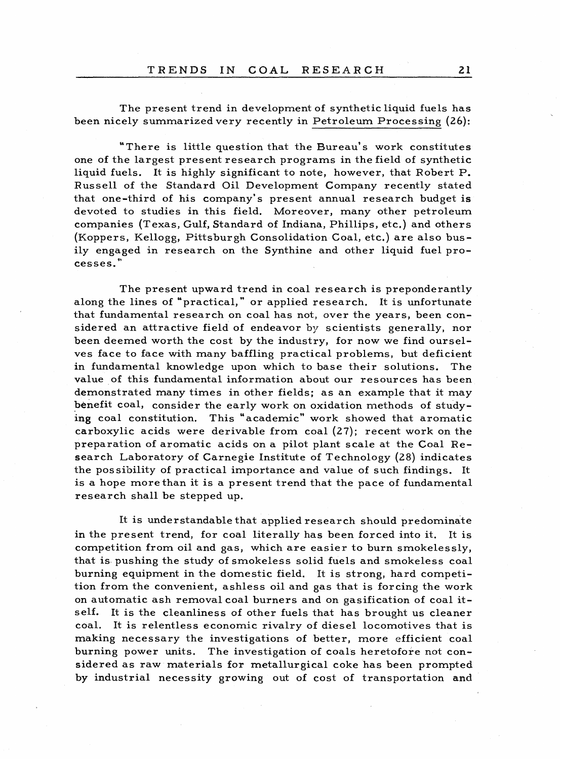The present trend in development of synthetic liquid fuels has been nicely summarized very recently in Petroleum Processing (26):

"There is little question that the Bureau's work constitutes one of the largest present research programs in the field of synthetic liquid fuels. It is highly significant to note, however, that Robert P. Russell of the Standard Oil Development Company recently stated that one-third of his company's present annual research budget is devoted to studies in this field. Moreover, many other petroleum companies (Texas, Gulf, Standard of Indiana, Phillips, etc.) and others (Koppers, Kellogg, Pittsburgh Consolidation Coal, etc.) are also busily engaged in research on the Synthine and other liquid fuel processes."

The present upward trend in coal research is preponderantly along the lines of "practical," or applied research. It is unfortunate that fundamental research on coal has not, over the years, been considered an attractive field of endeavor by scientists generally, nor been deemed worth the cost by the industry, for now we find ourselves face to face with many baffling practical problems, but deficient in fundamental knowledge upon which to base their solutions. The value of this fundamental information about our resources has been demonstrated many times in other fields; as an example that it may benefit coal, consider the early work on oxidation methods of studying coal constitution. This "academic" work showed that aromatic carboxylic acids were derivable from coal (27); recent work on the preparation of aromatic acids on a pilot plant scale at the Coal Research Laboratory of Carnegie Institute of Technology (28) indicates the possibility of practical importance and value of such findings. It is a hope more than it is a present trend that the pace of fundamental research shall be stepped up.

It is understandable that applied research should predominate in the present trend, for coal literally has been forced into it. It is competition from oil and gas, which are easier to burn smokelessly, that is pushing the study of smokeless solid fuels and smokeless coal burning equipment in the domestic field. It is strong, hard competition from the convenient, ashless oil and gas that is forcing the work on automatic ash removal coal burners and on gasification of coal itself. It is the cleanliness of other fuels that has brought us cleaner coal. It is relentless economic rivalry of diesel locomotives that is making necessary the investigations of better, more efficient coal burning power units. The investigation of coals heretofore not considered as raw materials for metallurgical coke has been prompted by industrial necessity growing out of cost of transportation and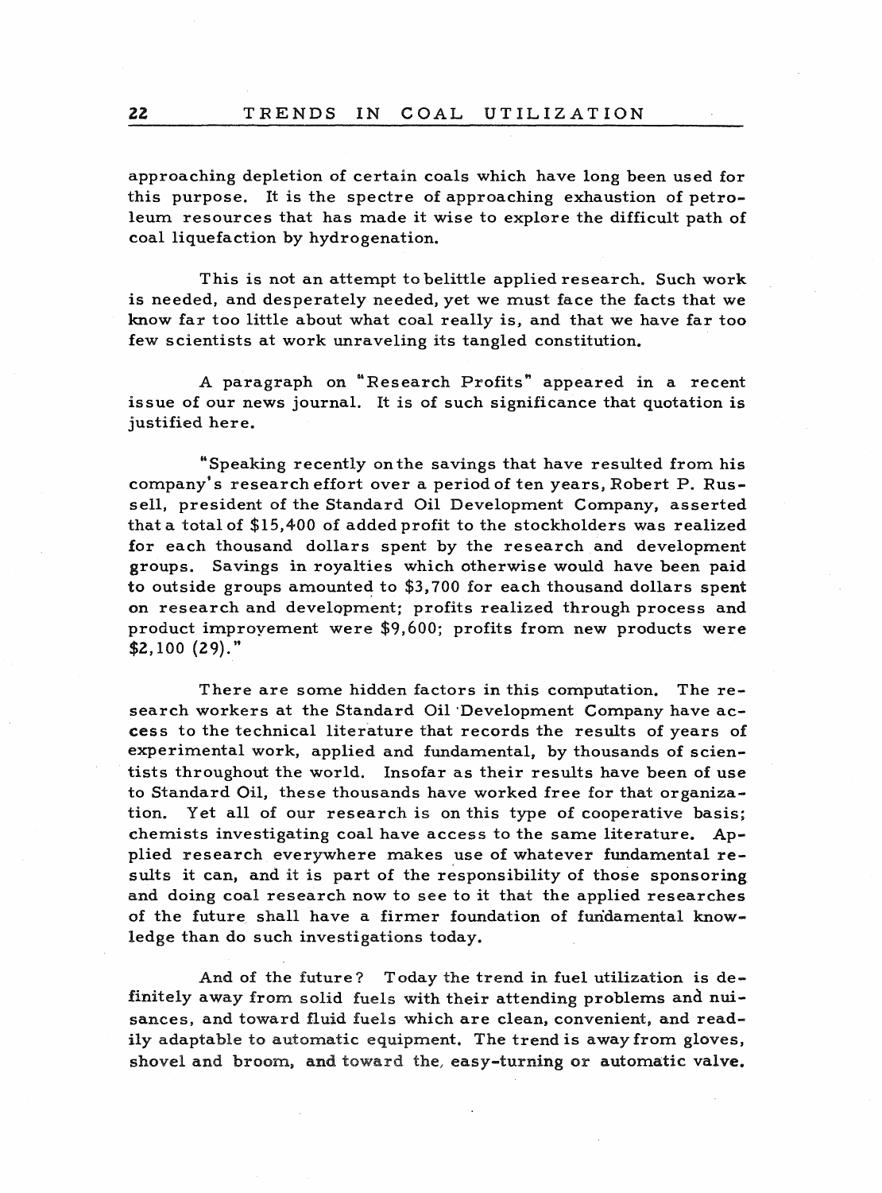approaching depletion of certain coals which have long been used for this purpose. It is the spectre of approaching exhaustion of petroleum resources that has made it wise to explore the difficult path of coal liquefaction by hydrogenation.

This is not an attempt to belittle applied research. Such work is needed, and desperately needed, yet we must face the facts that we know far too little about what coal really is, and that we have far too few scientists at work unraveling its tangled constitution.

A paragraph on "Research Profits" appeared in a recent issue of our news journal. It is of such significance that quotation is justified here.

"Speaking recently on the savings that have resulted from his company's research effort over a period of ten years, Robert P. Russell, president of the Standard Oil Development Company, asserted that a total of $15,400 of added profit to the stockholders was realized for each thousand dollars spent by the research and development groups. Savings in royalties which otherwise would have been paid to outside groups amounted to $3,700 for each thousand dollars spent on research and development; profits realized through process and product improvement were $9,600; profits from new products were $2,100 (29)."

There are some hidden factors in this computation. The research workers at the Standard Oil Development Company have access to the technical literature that records the results of years of experimental work, applied and fundamental, by thousands of scientists throughout the world. Insofar as their results have been of use to Standard Oil, these thousands have worked free for that organization. Yet all of our research is on this type of cooperative basis; chemists investigating coal have access to the same literature. Applied research everywhere makes use of whatever fundamental results it can, and it is part of the responsibility of those sponsoring and doing coal research now to see to it that the applied researches of the future shall have a firmer foundation of fundamental knowledge than do such investigations today.

And of the future? Today the trend in fuel utilization is definitely away from solid fuels with their attending problems and nuisances, and toward fluid fuels which are clean, convenient, and readily adaptable to automatic equipment. The trend is away from gloves, shovel and broom, and toward the easy-turning or automatic valve.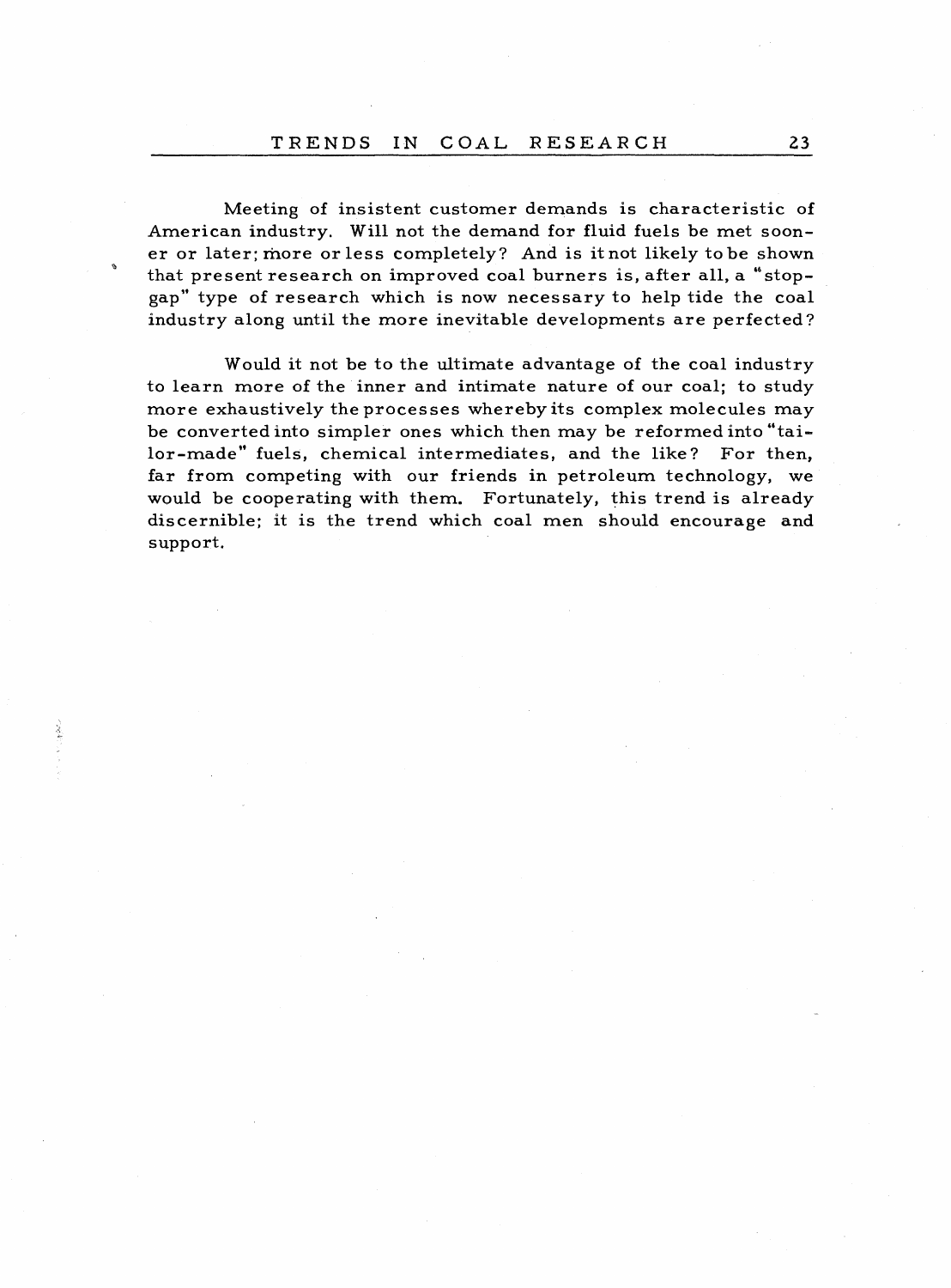Meeting of insistent customer demands is characteristic of American industry. Will not the demand for fluid fuels be met sooner or later; more or less completely? And is it not likely to be shown that present research on improved coal burners is, after all, a "stop-gap" type of research which is now necessary to help tide the coal industry along until the more inevitable developments are perfected?

Would it not be to the ultimate advantage of the coal industry to learn more of the inner and intimate nature of our coal; to study more exhaustively the processes whereby its complex molecules may be converted into simpler ones which then may be reformed into "tailor-made" fuels, chemical intermediates, and the like? For then, far from competing with our friends in petroleum technology, we would be cooperating with them. Fortunately, this trend is already discernible; it is the trend which coal men should encourage and support.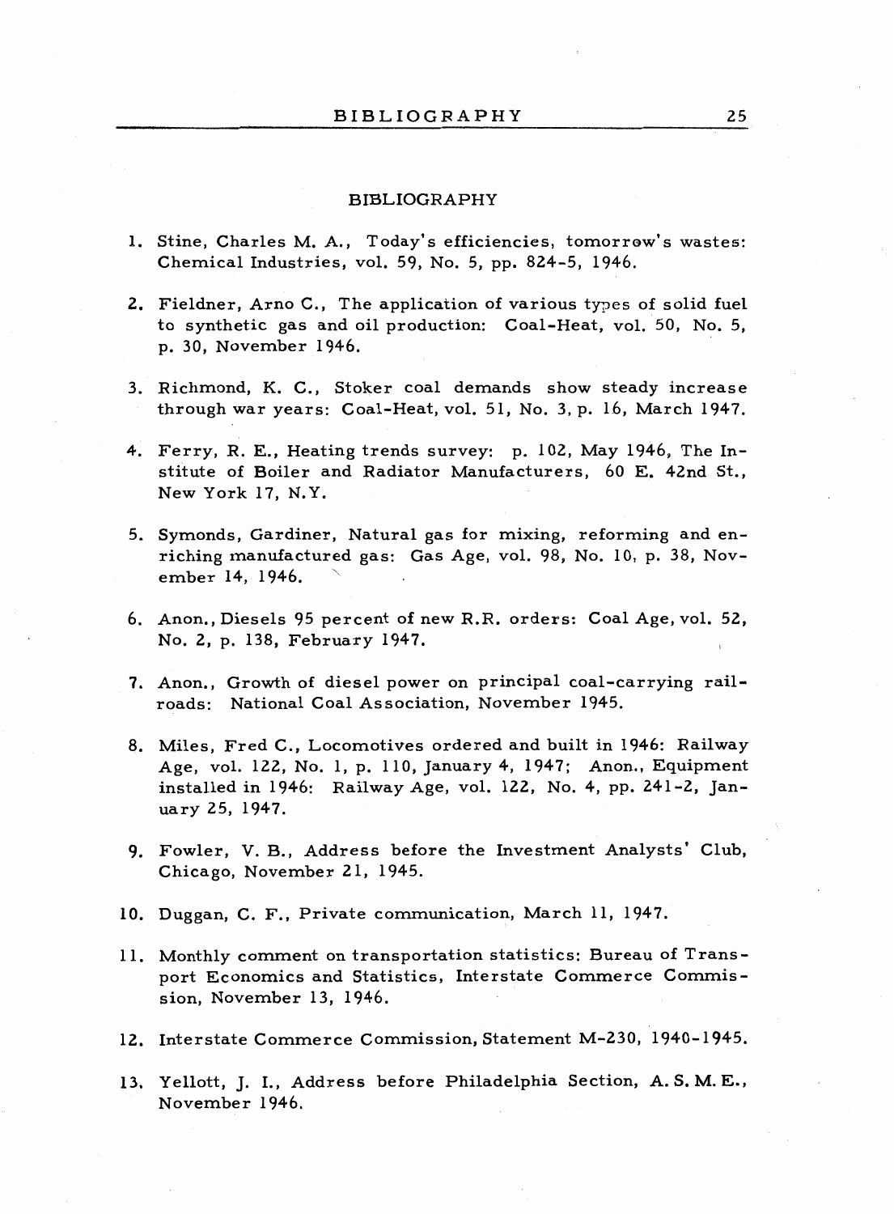# BIBLIOGRAPHY

1. Stine, Charles M. A., Today's efficiencies, tomorrow's wastes: Chemical Industries, vol. 59, No. 5, pp. 824-5, 1946.

2. Fieldner, Arno C., The application of various types of solid fuel to synthetic gas and oil production: Coal-Heat, vol. 50, No. 5, p. 30, November 1946.

3. Richmond, K. C., Stoker coal demands show steady increase through war years: Coal-Heat, vol. 51, No. 3, p. 16, March 1947.

4. Ferry, R. E., Heating trends survey: p. 102, May 1946, The Institute of Boiler and Radiator Manufacturers, 60 E. 42nd St., New York 17, N.Y.

5. Symonds, Gardiner, Natural gas for mixing, reforming and enriching manufactured gas: Gas Age, vol. 98, No. 10, p. 38, November 14, 1946.

6. Anon., Diesels 95 percent of new R.R. orders: Coal Age, vol. 52, No. 2, p. 138, February 1947.

7. Anon., Growth of diesel power on principal coal-carrying railroads: National Coal Association, November 1945.

8. Miles, Fred C., Locomotives ordered and built in 1946: Railway Age, vol. 122, No. 1, p. 110, January 4, 1947; Anon., Equipment installed in 1946: Railway Age, vol. 122, No. 4, pp. 241-2, January 25, 1947.

9. Fowler, V. B., Address before the Investment Analysts' Club, Chicago, November 21, 1945.

10. Duggan, C. F., Private communication, March 11, 1947.

11. Monthly comment on transportation statistics: Bureau of Transport Economics and Statistics, Interstate Commerce Commission, November 13, 1946.

12. Interstate Commerce Commission, Statement M-230, 1940-1945.

13. Yellott, J. I., Address before Philadelphia Section, A. S. M. E., November 1946.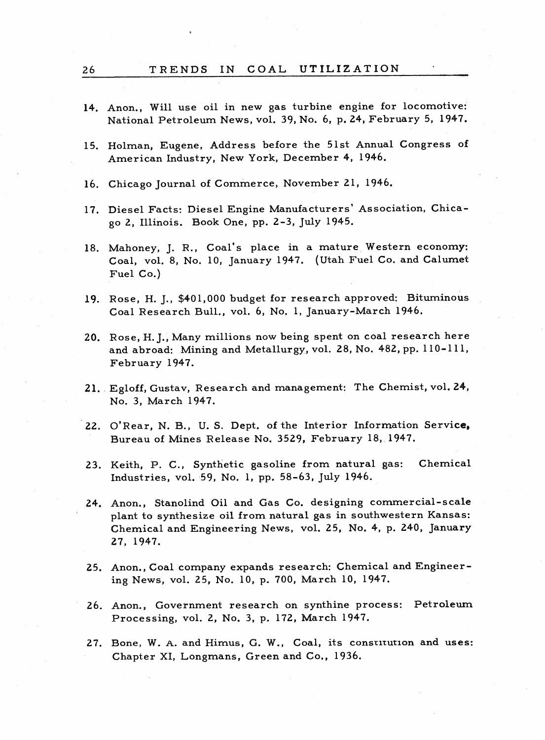14. Anon., Will use oil in new gas turbine engine for locomotive: National Petroleum News, vol. 39, No. 6, p. 24, February 5, 1947.

15. Holman, Eugene, Address before the 51st Annual Congress of American Industry, New York, December 4, 1946.

16. Chicago Journal of Commerce, November 21, 1946.

17. Diesel Facts: Diesel Engine Manufacturers' Association, Chicago 2, Illinois. Book One, pp. 2-3, July 1945.

18. Mahoney, J. R., Coal's place in a mature Western economy: Coal, vol. 8, No. 10, January 1947. (Utah Fuel Co. and Calumet Fuel Co.)

19. Rose, H. J., $401,000 budget for research approved: Bituminous Coal Research Bull., vol. 6, No. 1, January-March 1946.

20. Rose, H. J., Many millions now being spent on coal research here and abroad: Mining and Metallurgy, vol. 28, No. 482, pp. 110-111, February 1947.

21. Egloff, Gustav, Research and management: The Chemist, vol. 24, No. 3, March 1947.

22. O'Rear, N. B., U. S. Dept. of the Interior Information Service, Bureau of Mines Release No. 3529, February 18, 1947.

23. Keith, P. C., Synthetic gasoline from natural gas: Chemical Industries, vol. 59, No. 1, pp. 58-63, July 1946.

24. Anon., Stanolind Oil and Gas Co. designing commercial-scale plant to synthesize oil from natural gas in southwestern Kansas: Chemical and Engineering News, vol. 25, No. 4, p. 240, January 27, 1947.

25. Anon., Coal company expands research: Chemical and Engineering News, vol. 25, No. 10, p. 700, March 10, 1947.

26. Anon., Government research on synthine process: Petroleum Processing, vol. 2, No. 3, p. 172, March 1947.

27. Bone, W. A. and Himus, G. W., Coal, its constitution and uses: Chapter XI, Longmans, Green and Co., 1936.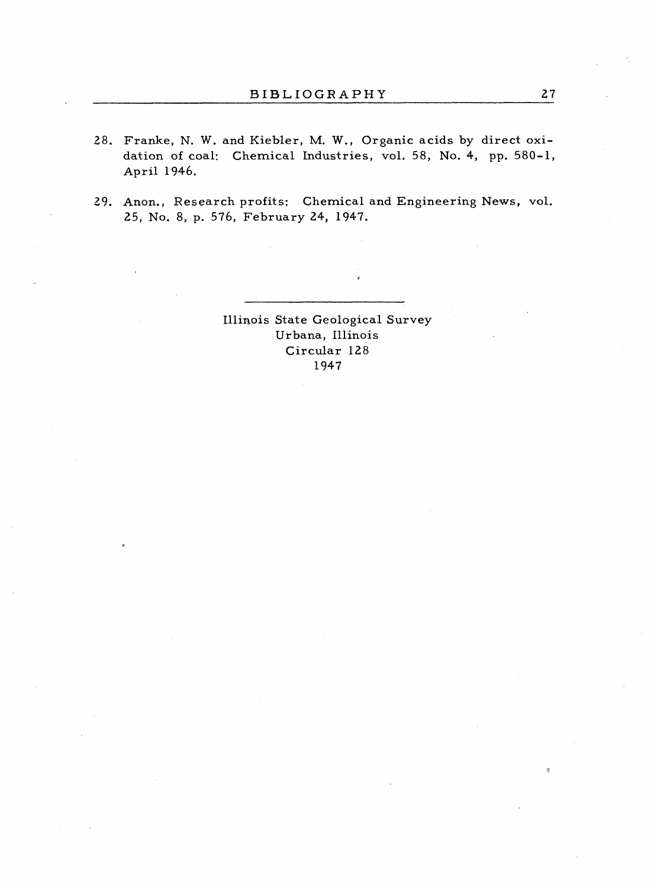28. Franke, N. W. and Kiebler, M. W., Organic acids by direct oxidation of coal: Chemical Industries, vol. 58, No. 4, pp. 580-1, April 1946.

29. Anon., Research profits: Chemical and Engineering News, vol. 25, No. 8, p. 576, February 24, 1947.

---

Illinois State Geological Survey
Urbana, Illinois
Circular 128
1947